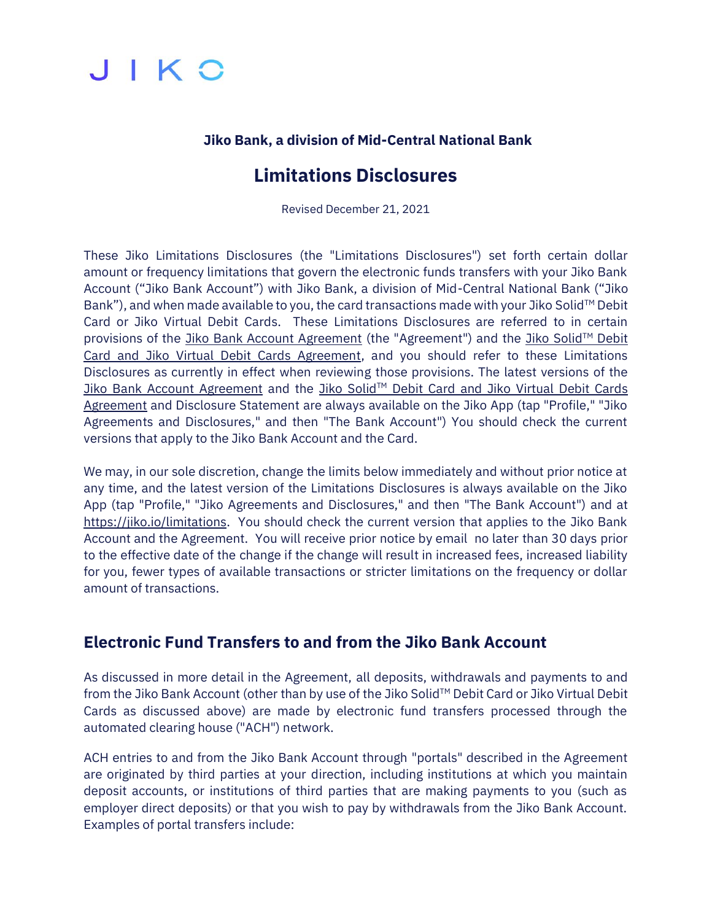JIKO

**Jiko Bank, a division of Mid-Central National Bank**

# Limitations Disclosures

Revised December 21, 2021

These Jiko Limitations Disclosures (the "Limitations Disclosures") set forth certain dollar amount or frequency limitations that govern the electronic funds transfers with your Jiko Bank Account ("Jiko Bank Account") with Jiko Bank, a division of Mid-Central National Bank ("Jiko Bank"), and when made available to you, the card transactions made with your Jiko Solid™ Debit Card or Jiko Virtual Debit Cards. These Limitations Disclosures are referred to in certain provisions of the Jiko Bank Account Agreement (the "Agreement") and the Jiko Solid™ Debit Card and Jiko Virtual Debit Cards Agreement, and you should refer to these Limitations Disclosures as currently in effect when reviewing those provisions. The latest versions of the Jiko Bank Account Agreement and the Jiko Solid™ Debit Card and Jiko Virtual Debit Cards Agreement and Disclosure Statement are always available on the Jiko App (tap "Profile," "Jiko Agreements and Disclosures," and then "The Bank Account") You should check the current versions that apply to the Jiko Bank Account and the Card.

We may, in our sole discretion, change the limits below immediately and without prior notice at any time, and the latest version of the Limitations Disclosures is always available on the Jiko App (tap "Profile," "Jiko Agreements and Disclosures," and then "The Bank Account") and at https://jiko.io/limitations. You should check the current version that applies to the Jiko Bank Account and the Agreement. You will receive prior notice by email no later than 30 days prior to the effective date of the change if the change will result in increased fees, increased liability for you, fewer types of available transactions or stricter limitations on the frequency or dollar amount of transactions.

## Electronic Fund Transfers to and from the Jiko Bank Account

As discussed in more detail in the Agreement, all deposits, withdrawals and payments to and from the Jiko Bank Account (other than by use of the Jiko Solid™ Debit Card or Jiko Virtual Debit Cards as discussed above) are made by electronic fund transfers processed through the automated clearing house ("ACH") network.

ACH entries to and from the Jiko Bank Account through "portals" described in the Agreement are originated by third parties at your direction, including institutions at which you maintain deposit accounts, or institutions of third parties that are making payments to you (such as employer direct deposits) or that you wish to pay by withdrawals from the Jiko Bank Account. Examples of portal transfers include: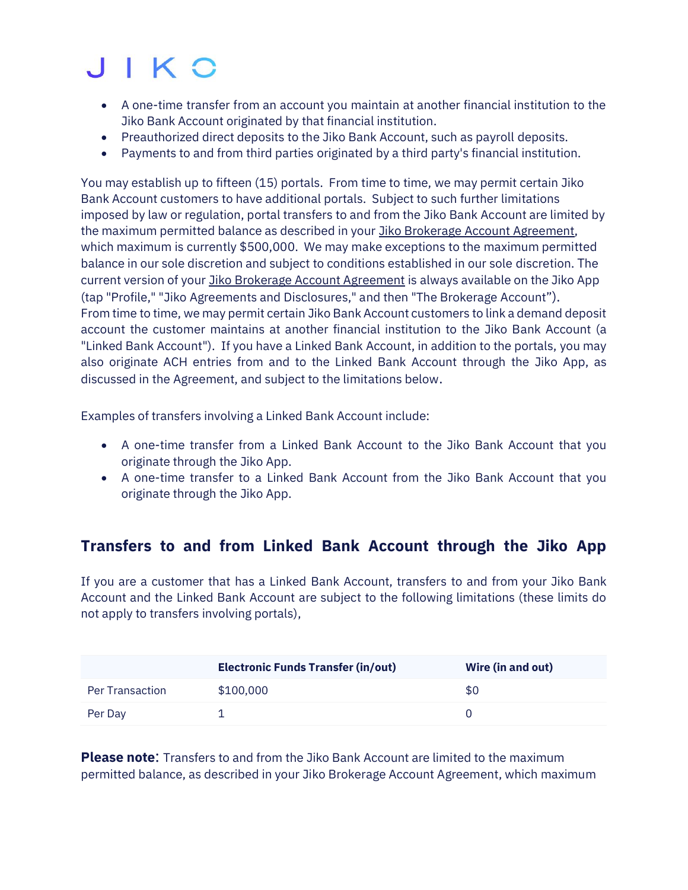- A one-time transfer from an account you maintain at another financial institution to the Jiko Bank Account originated by that financial institution.
- Preauthorized direct deposits to the Jiko Bank Account, such as payroll deposits.
- Payments to and from third parties originated by a third party's financial institution.

You may establish up to fifteen (15) portals. From time to time, we may permit certain Jiko Bank Account customers to have additional portals. Subject to such further limitations imposed by law or regulation, portal transfers to and from the Jiko Bank Account are limited by the maximum permitted balance as described in your Jiko Brokerage Account Agreement, which maximum is currently $500,000. We may make exceptions to the maximum permitted balance in our sole discretion and subject to conditions established in our sole discretion. The current version of your Jiko Brokerage Account Agreement is always available on the Jiko App (tap "Profile," "Jiko Agreements and Disclosures," and then "The Brokerage Account"). From time to time, we may permit certain Jiko Bank Account customers to link a demand deposit account the customer maintains at another financial institution to the Jiko Bank Account (a "Linked Bank Account"). If you have a Linked Bank Account, in addition to the portals, you may also originate ACH entries from and to the Linked Bank Account through the Jiko App, as discussed in the Agreement, and subject to the limitations below.

Examples of transfers involving a Linked Bank Account include:

- A one-time transfer from a Linked Bank Account to the Jiko Bank Account that you originate through the Jiko App.
- A one-time transfer to a Linked Bank Account from the Jiko Bank Account that you originate through the Jiko App.

## Transfers to and from Linked Bank Account through the Jiko App

If you are a customer that has a Linked Bank Account, transfers to and from your Jiko Bank Account and the Linked Bank Account are subject to the following limitations (these limits do not apply to transfers involving portals),

| | Electronic Funds Transfer (in/out) | Wire (in and out) |
|---|---|---|
| Per Transaction | $100,000 | $0 |
| Per Day | 1 | 0 |

**Please note**: Transfers to and from the Jiko Bank Account are limited to the maximum permitted balance, as described in your Jiko Brokerage Account Agreement, which maximum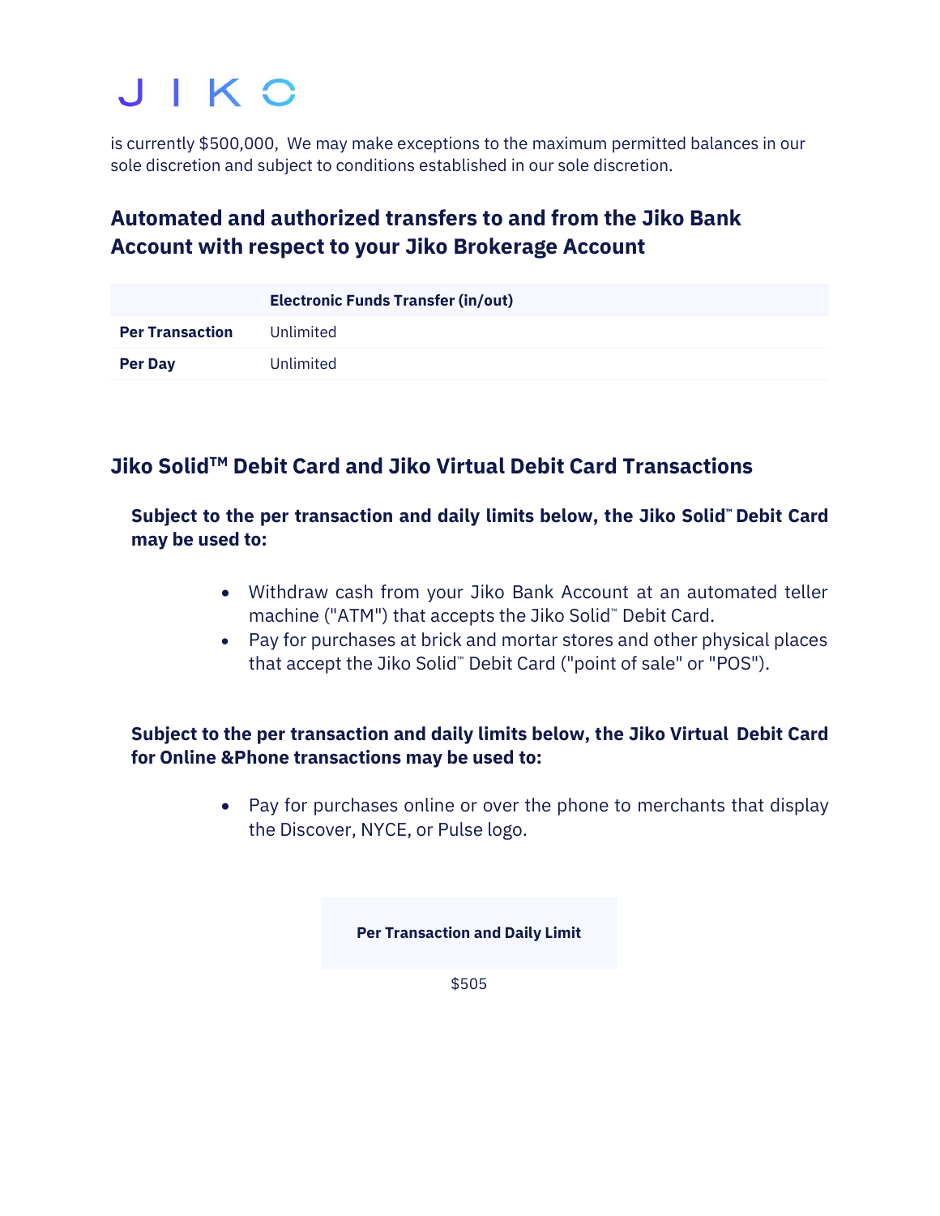is currently $500,000, We may make exceptions to the maximum permitted balances in our sole discretion and subject to conditions established in our sole discretion.

## Automated and authorized transfers to and from the Jiko Bank Account with respect to your Jiko Brokerage Account

| | Electronic Funds Transfer (in/out) |
|---|---|
| **Per Transaction** | Unlimited |
| **Per Day** | Unlimited |

## Jiko Solid™ Debit Card and Jiko Virtual Debit Card Transactions

**Subject to the per transaction and daily limits below, the Jiko Solid™ Debit Card may be used to:**

- Withdraw cash from your Jiko Bank Account at an automated teller machine ("ATM") that accepts the Jiko Solid™ Debit Card.
- Pay for purchases at brick and mortar stores and other physical places that accept the Jiko Solid™ Debit Card ("point of sale" or "POS").

**Subject to the per transaction and daily limits below, the Jiko Virtual Debit Card for Online &Phone transactions may be used to:**

- Pay for purchases online or over the phone to merchants that display the Discover, NYCE, or Pulse logo.

| Per Transaction and Daily Limit |
|---|
| $505 |